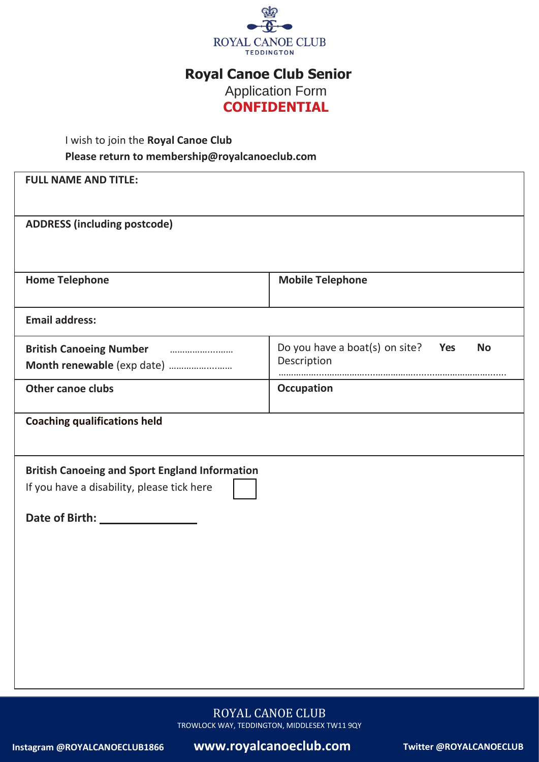ROYAL CANOE CLUB
TEDDINGTON

# Royal Canoe Club Senior

## Application Form

**CONFIDENTIAL**

I wish to join the **Royal Canoe Club**

**Please return to membership@royalcanoeclub.com**

| **FULL NAME AND TITLE:** | |
|---|---|
| **ADDRESS (including postcode)** | |
| **Home Telephone** | **Mobile Telephone** |
| **Email address:** | |
| **British Canoeing Number** ………………..…… **Month renewable** (exp date) ………………..…… | Do you have a boat(s) on site? **Yes** **No** Description ……………………………………………………………………………… |
| **Other canoe clubs** | **Occupation** |
| **Coaching qualifications held** | |

**British Canoeing and Sport England Information**

If you have a disability, please tick here ☐

**Date of Birth:** ______________

ROYAL CANOE CLUB
TROWLOCK WAY, TEDDINGTON, MIDDLESEX TW11 9QY

**Instagram @ROYALCANOECLUB1866** **www.royalcanoeclub.com** **Twitter @ROYALCANOECLUB**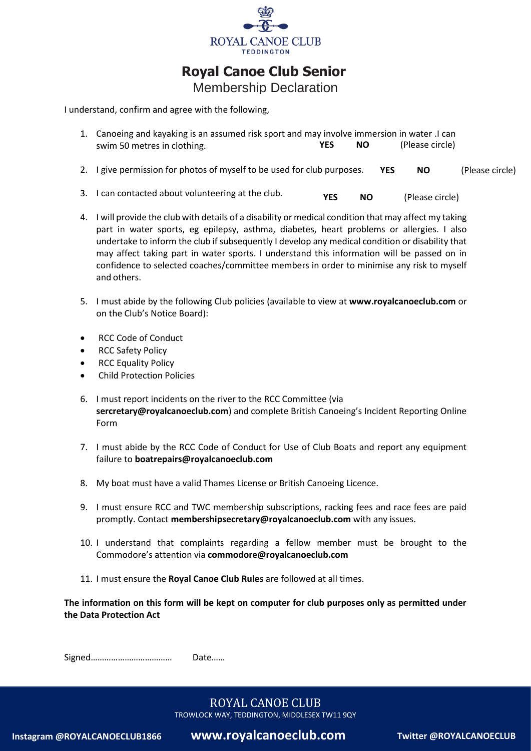ROYAL CANOE CLUB
TEDDINGTON

# Royal Canoe Club Senior

## Membership Declaration

I understand, confirm and agree with the following,

1. Canoeing and kayaking is an assumed risk sport and may involve immersion in water .I can swim 50 metres in clothing. **YES** **NO** (Please circle)
2. I give permission for photos of myself to be used for club purposes. **YES** **NO** (Please circle)
3. I can contacted about volunteering at the club. **YES** **NO** (Please circle)
4. I will provide the club with details of a disability or medical condition that may affect my taking part in water sports, eg epilepsy, asthma, diabetes, heart problems or allergies. I also undertake to inform the club if subsequently I develop any medical condition or disability that may affect taking part in water sports. I understand this information will be passed on in confidence to selected coaches/committee members in order to minimise any risk to myself and others.
5. I must abide by the following Club policies (available to view at **www.royalcanoeclub.com** or on the Club's Notice Board):

- RCC Code of Conduct
- RCC Safety Policy
- RCC Equality Policy
- Child Protection Policies

6. I must report incidents on the river to the RCC Committee (via **sercretary@royalcanoeclub.com**) and complete British Canoeing's Incident Reporting Online Form
7. I must abide by the RCC Code of Conduct for Use of Club Boats and report any equipment failure to **boatrepairs@royalcanoeclub.com**
8. My boat must have a valid Thames License or British Canoeing Licence.
9. I must ensure RCC and TWC membership subscriptions, racking fees and race fees are paid promptly. Contact **membershipsecretary@royalcanoeclub.com** with any issues.
10. I understand that complaints regarding a fellow member must be brought to the Commodore's attention via **commodore@royalcanoeclub.com**
11. I must ensure the **Royal Canoe Club Rules** are followed at all times.

**The information on this form will be kept on computer for club purposes only as permitted under the Data Protection Act**

Signed……………………………… Date……

ROYAL CANOE CLUB
TROWLOCK WAY, TEDDINGTON, MIDDLESEX TW11 9QY

**Instagram @ROYALCANOECLUB1866** **www.royalcanoeclub.com** **Twitter @ROYALCANOECLUB**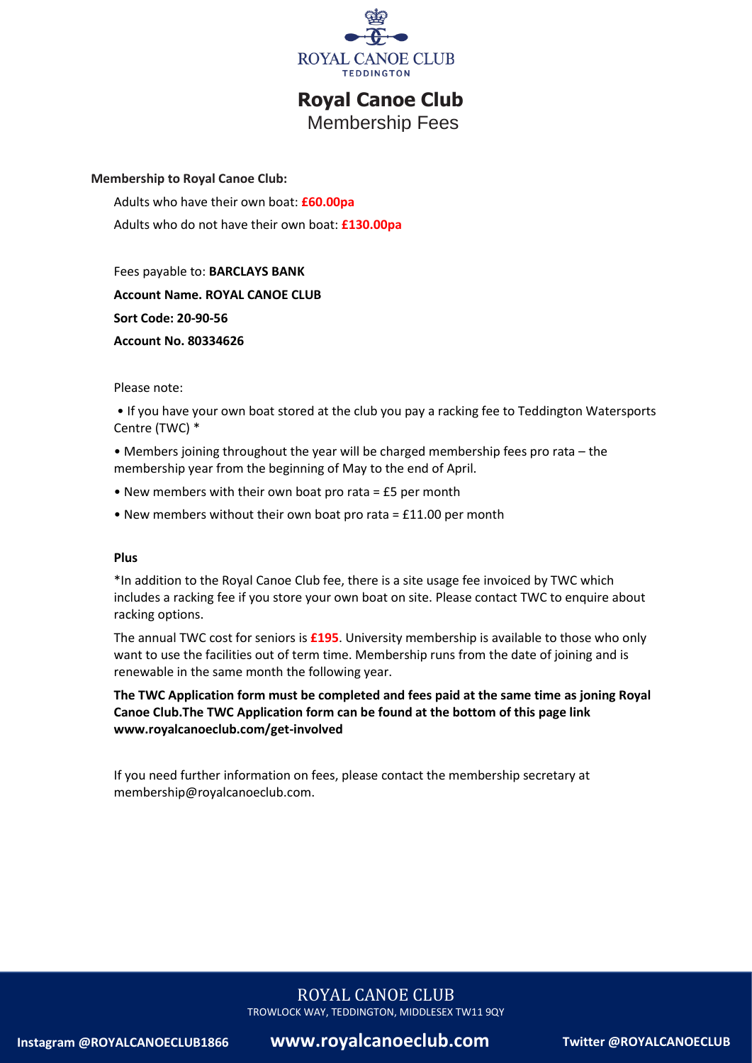ROYAL CANOE CLUB
TEDDINGTON

# Royal Canoe Club

## Membership Fees

**Membership to Royal Canoe Club:**

Adults who have their own boat: **£60.00pa**

Adults who do not have their own boat: **£130.00pa**

Fees payable to: **BARCLAYS BANK**

**Account Name. ROYAL CANOE CLUB**

**Sort Code: 20-90-56**

**Account No. 80334626**

Please note:

- If you have your own boat stored at the club you pay a racking fee to Teddington Watersports Centre (TWC) *
- Members joining throughout the year will be charged membership fees pro rata – the membership year from the beginning of May to the end of April.
- New members with their own boat pro rata = £5 per month
- New members without their own boat pro rata = £11.00 per month

**Plus**

*In addition to the Royal Canoe Club fee, there is a site usage fee invoiced by TWC which includes a racking fee if you store your own boat on site. Please contact TWC to enquire about racking options.

The annual TWC cost for seniors is **£195**. University membership is available to those who only want to use the facilities out of term time. Membership runs from the date of joining and is renewable in the same month the following year.

**The TWC Application form must be completed and fees paid at the same time as joning Royal Canoe Club.The TWC Application form can be found at the bottom of this page link www.royalcanoeclub.com/get-involved**

If you need further information on fees, please contact the membership secretary at membership@royalcanoeclub.com.

ROYAL CANOE CLUB
TROWLOCK WAY, TEDDINGTON, MIDDLESEX TW11 9QY

**Instagram @ROYALCANOECLUB1866** **www.royalcanoeclub.com** **Twitter @ROYALCANOECLUB**